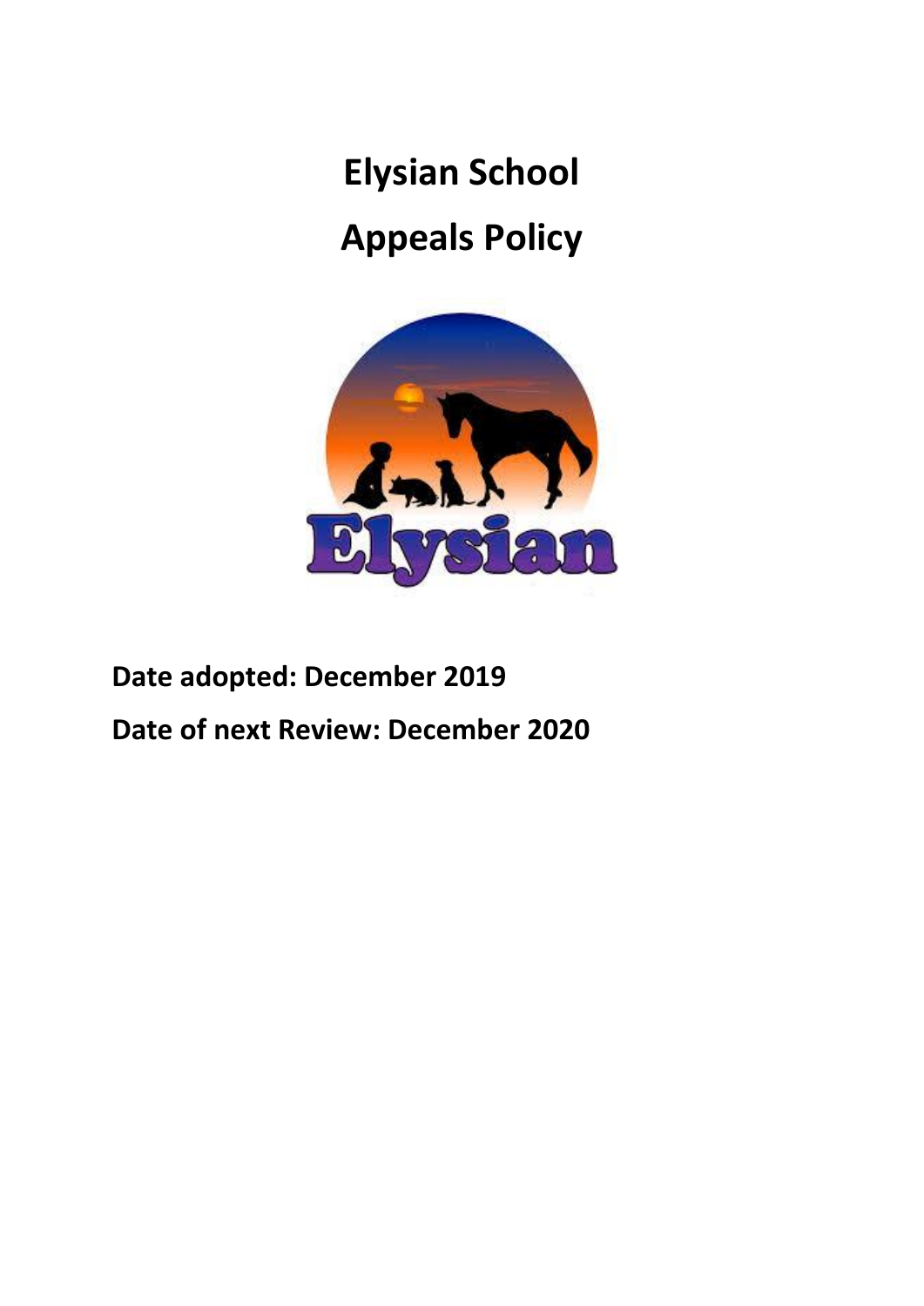# Elysian School

# Appeals Policy

**Date adopted: December 2019**

**Date of next Review: December 2020**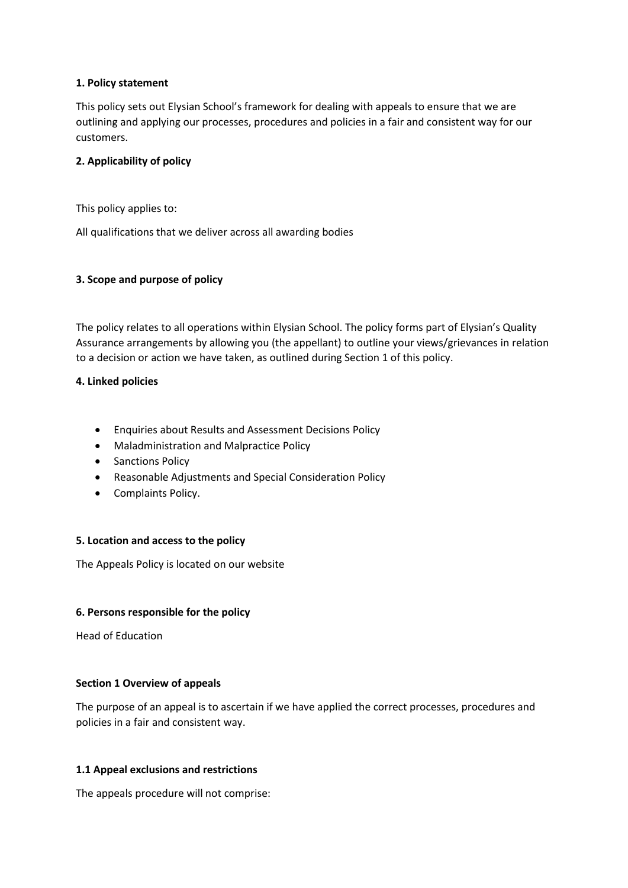**1. Policy statement**

This policy sets out Elysian School's framework for dealing with appeals to ensure that we are outlining and applying our processes, procedures and policies in a fair and consistent way for our customers.

**2. Applicability of policy**

This policy applies to:

All qualifications that we deliver across all awarding bodies

**3. Scope and purpose of policy**

The policy relates to all operations within Elysian School. The policy forms part of Elysian's Quality Assurance arrangements by allowing you (the appellant) to outline your views/grievances in relation to a decision or action we have taken, as outlined during Section 1 of this policy.

**4. Linked policies**

- Enquiries about Results and Assessment Decisions Policy
- Maladministration and Malpractice Policy
- Sanctions Policy
- Reasonable Adjustments and Special Consideration Policy
- Complaints Policy.

**5. Location and access to the policy**

The Appeals Policy is located on our website

**6. Persons responsible for the policy**

Head of Education

**Section 1 Overview of appeals**

The purpose of an appeal is to ascertain if we have applied the correct processes, procedures and policies in a fair and consistent way.

**1.1 Appeal exclusions and restrictions**

The appeals procedure will not comprise: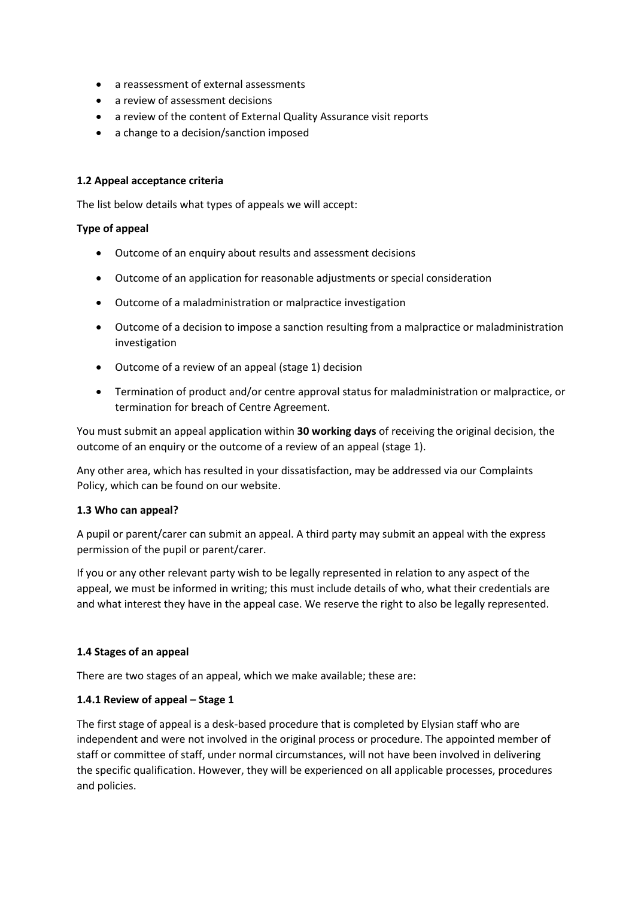- a reassessment of external assessments
- a review of assessment decisions
- a review of the content of External Quality Assurance visit reports
- a change to a decision/sanction imposed

### 1.2 Appeal acceptance criteria

The list below details what types of appeals we will accept:

**Type of appeal**

- Outcome of an enquiry about results and assessment decisions
- Outcome of an application for reasonable adjustments or special consideration
- Outcome of a maladministration or malpractice investigation
- Outcome of a decision to impose a sanction resulting from a malpractice or maladministration investigation
- Outcome of a review of an appeal (stage 1) decision
- Termination of product and/or centre approval status for maladministration or malpractice, or termination for breach of Centre Agreement.

You must submit an appeal application within **30 working days** of receiving the original decision, the outcome of an enquiry or the outcome of a review of an appeal (stage 1).

Any other area, which has resulted in your dissatisfaction, may be addressed via our Complaints Policy, which can be found on our website.

### 1.3 Who can appeal?

A pupil or parent/carer can submit an appeal. A third party may submit an appeal with the express permission of the pupil or parent/carer.

If you or any other relevant party wish to be legally represented in relation to any aspect of the appeal, we must be informed in writing; this must include details of who, what their credentials are and what interest they have in the appeal case. We reserve the right to also be legally represented.

### 1.4 Stages of an appeal

There are two stages of an appeal, which we make available; these are:

#### 1.4.1 Review of appeal – Stage 1

The first stage of appeal is a desk-based procedure that is completed by Elysian staff who are independent and were not involved in the original process or procedure. The appointed member of staff or committee of staff, under normal circumstances, will not have been involved in delivering the specific qualification. However, they will be experienced on all applicable processes, procedures and policies.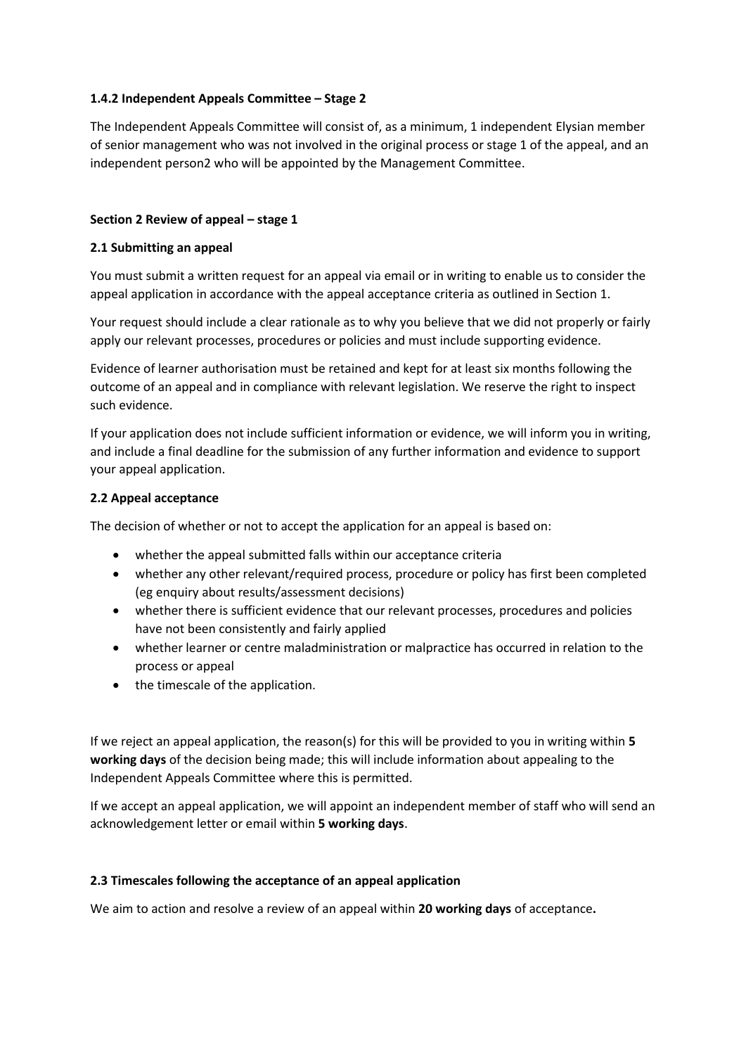**1.4.2 Independent Appeals Committee – Stage 2**

The Independent Appeals Committee will consist of, as a minimum, 1 independent Elysian member of senior management who was not involved in the original process or stage 1 of the appeal, and an independent person[2] who will be appointed by the Management Committee.

**Section 2 Review of appeal – stage 1**

**2.1 Submitting an appeal**

You must submit a written request for an appeal via email or in writing to enable us to consider the appeal application in accordance with the appeal acceptance criteria as outlined in Section 1.

Your request should include a clear rationale as to why you believe that we did not properly or fairly apply our relevant processes, procedures or policies and must include supporting evidence.

Evidence of learner authorisation must be retained and kept for at least six months following the outcome of an appeal and in compliance with relevant legislation. We reserve the right to inspect such evidence.

If your application does not include sufficient information or evidence, we will inform you in writing, and include a final deadline for the submission of any further information and evidence to support your appeal application.

**2.2 Appeal acceptance**

The decision of whether or not to accept the application for an appeal is based on:

- whether the appeal submitted falls within our acceptance criteria
- whether any other relevant/required process, procedure or policy has first been completed (eg enquiry about results/assessment decisions)
- whether there is sufficient evidence that our relevant processes, procedures and policies have not been consistently and fairly applied
- whether learner or centre maladministration or malpractice has occurred in relation to the process or appeal
- the timescale of the application.

If we reject an appeal application, the reason(s) for this will be provided to you in writing within **5 working days** of the decision being made; this will include information about appealing to the Independent Appeals Committee where this is permitted.

If we accept an appeal application, we will appoint an independent member of staff who will send an acknowledgement letter or email within **5 working days**.

**2.3 Timescales following the acceptance of an appeal application**

We aim to action and resolve a review of an appeal within **20 working days** of acceptance**.**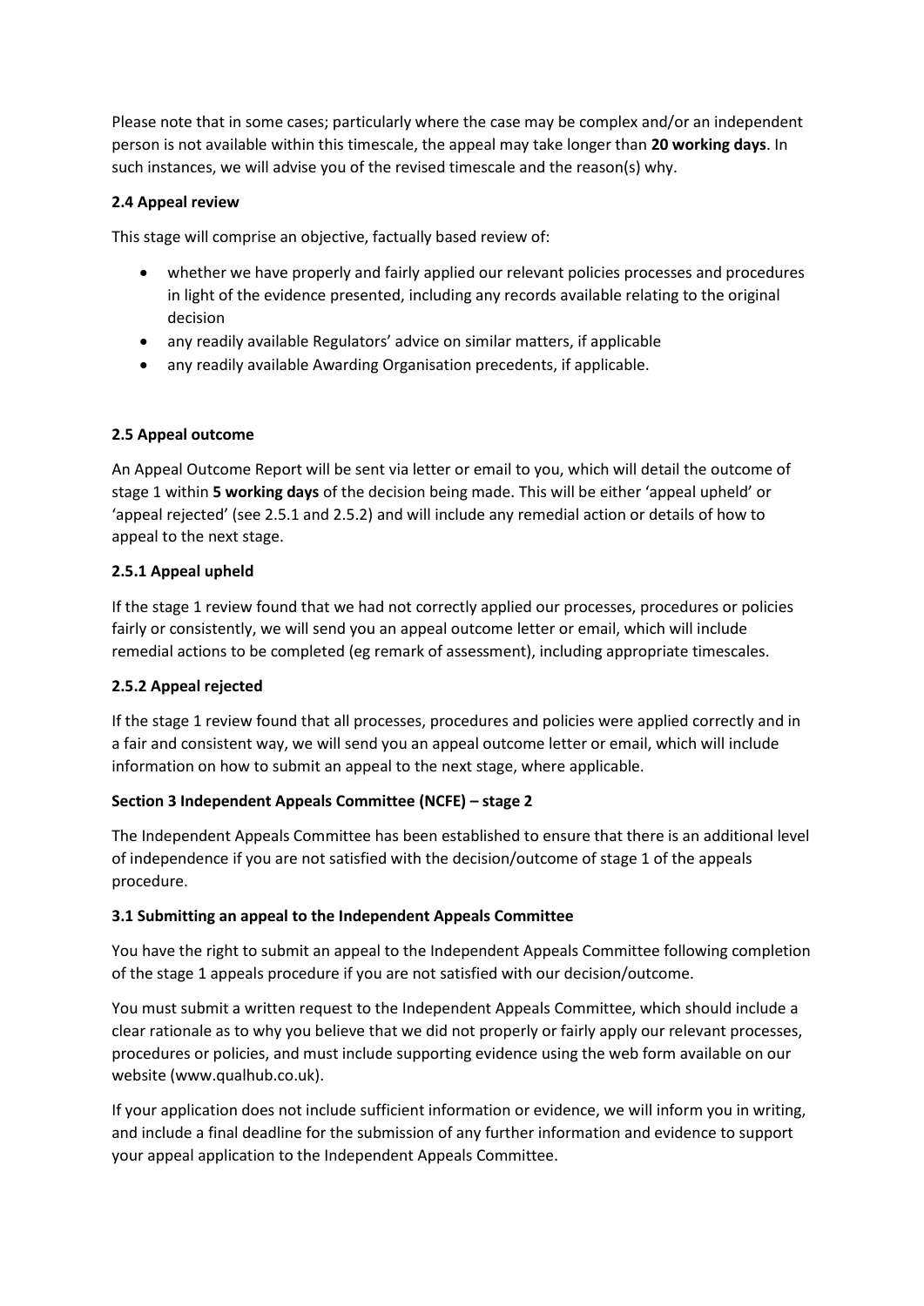Please note that in some cases; particularly where the case may be complex and/or an independent person is not available within this timescale, the appeal may take longer than **20 working days**. In such instances, we will advise you of the revised timescale and the reason(s) why.

### 2.4 Appeal review

This stage will comprise an objective, factually based review of:

- whether we have properly and fairly applied our relevant policies processes and procedures in light of the evidence presented, including any records available relating to the original decision
- any readily available Regulators' advice on similar matters, if applicable
- any readily available Awarding Organisation precedents, if applicable.

### 2.5 Appeal outcome

An Appeal Outcome Report will be sent via letter or email to you, which will detail the outcome of stage 1 within **5 working days** of the decision being made. This will be either 'appeal upheld' or 'appeal rejected' (see 2.5.1 and 2.5.2) and will include any remedial action or details of how to appeal to the next stage.

#### 2.5.1 Appeal upheld

If the stage 1 review found that we had not correctly applied our processes, procedures or policies fairly or consistently, we will send you an appeal outcome letter or email, which will include remedial actions to be completed (eg remark of assessment), including appropriate timescales.

#### 2.5.2 Appeal rejected

If the stage 1 review found that all processes, procedures and policies were applied correctly and in a fair and consistent way, we will send you an appeal outcome letter or email, which will include information on how to submit an appeal to the next stage, where applicable.

## Section 3 Independent Appeals Committee (NCFE) – stage 2

The Independent Appeals Committee has been established to ensure that there is an additional level of independence if you are not satisfied with the decision/outcome of stage 1 of the appeals procedure.

### 3.1 Submitting an appeal to the Independent Appeals Committee

You have the right to submit an appeal to the Independent Appeals Committee following completion of the stage 1 appeals procedure if you are not satisfied with our decision/outcome.

You must submit a written request to the Independent Appeals Committee, which should include a clear rationale as to why you believe that we did not properly or fairly apply our relevant processes, procedures or policies, and must include supporting evidence using the web form available on our website (www.qualhub.co.uk).

If your application does not include sufficient information or evidence, we will inform you in writing, and include a final deadline for the submission of any further information and evidence to support your appeal application to the Independent Appeals Committee.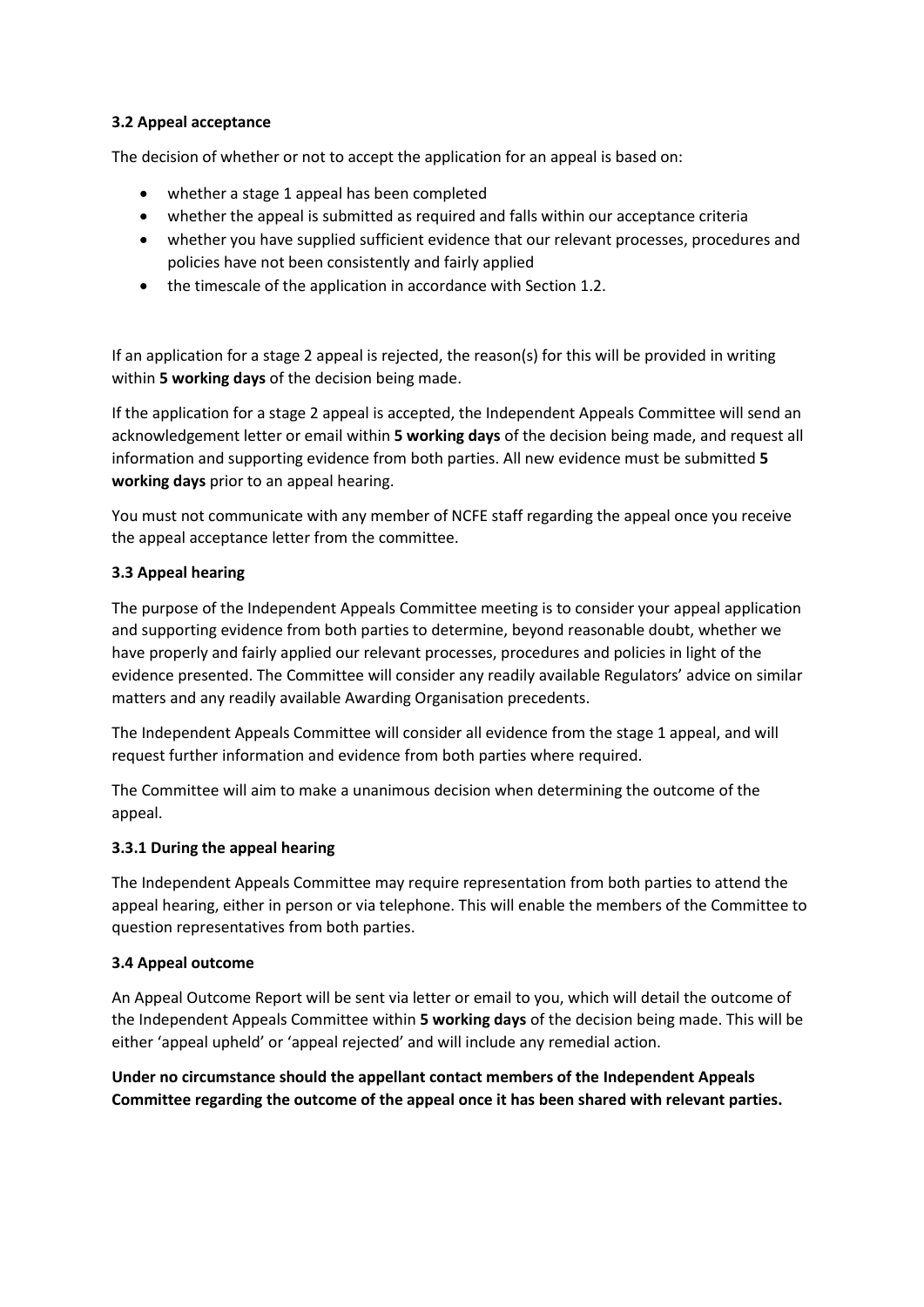### 3.2 Appeal acceptance

The decision of whether or not to accept the application for an appeal is based on:

- whether a stage 1 appeal has been completed
- whether the appeal is submitted as required and falls within our acceptance criteria
- whether you have supplied sufficient evidence that our relevant processes, procedures and policies have not been consistently and fairly applied
- the timescale of the application in accordance with Section 1.2.

If an application for a stage 2 appeal is rejected, the reason(s) for this will be provided in writing within **5 working days** of the decision being made.

If the application for a stage 2 appeal is accepted, the Independent Appeals Committee will send an acknowledgement letter or email within **5 working days** of the decision being made, and request all information and supporting evidence from both parties. All new evidence must be submitted **5 working days** prior to an appeal hearing.

You must not communicate with any member of NCFE staff regarding the appeal once you receive the appeal acceptance letter from the committee.

### 3.3 Appeal hearing

The purpose of the Independent Appeals Committee meeting is to consider your appeal application and supporting evidence from both parties to determine, beyond reasonable doubt, whether we have properly and fairly applied our relevant processes, procedures and policies in light of the evidence presented. The Committee will consider any readily available Regulators' advice on similar matters and any readily available Awarding Organisation precedents.

The Independent Appeals Committee will consider all evidence from the stage 1 appeal, and will request further information and evidence from both parties where required.

The Committee will aim to make a unanimous decision when determining the outcome of the appeal.

#### 3.3.1 During the appeal hearing

The Independent Appeals Committee may require representation from both parties to attend the appeal hearing, either in person or via telephone. This will enable the members of the Committee to question representatives from both parties.

### 3.4 Appeal outcome

An Appeal Outcome Report will be sent via letter or email to you, which will detail the outcome of the Independent Appeals Committee within **5 working days** of the decision being made. This will be either 'appeal upheld' or 'appeal rejected' and will include any remedial action.

**Under no circumstance should the appellant contact members of the Independent Appeals Committee regarding the outcome of the appeal once it has been shared with relevant parties.**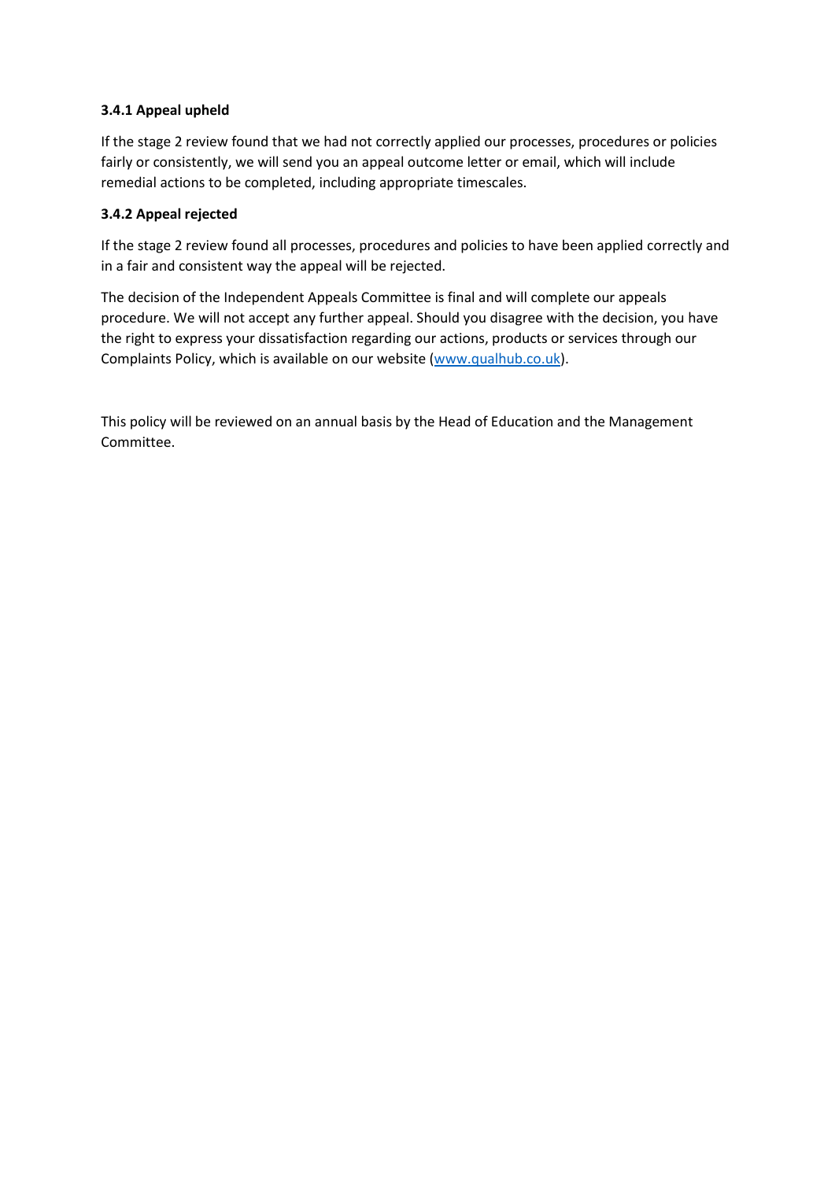#### 3.4.1 Appeal upheld

If the stage 2 review found that we had not correctly applied our processes, procedures or policies fairly or consistently, we will send you an appeal outcome letter or email, which will include remedial actions to be completed, including appropriate timescales.

#### 3.4.2 Appeal rejected

If the stage 2 review found all processes, procedures and policies to have been applied correctly and in a fair and consistent way the appeal will be rejected.

The decision of the Independent Appeals Committee is final and will complete our appeals procedure. We will not accept any further appeal. Should you disagree with the decision, you have the right to express your dissatisfaction regarding our actions, products or services through our Complaints Policy, which is available on our website ([www.qualhub.co.uk](www.qualhub.co.uk)).

This policy will be reviewed on an annual basis by the Head of Education and the Management Committee.